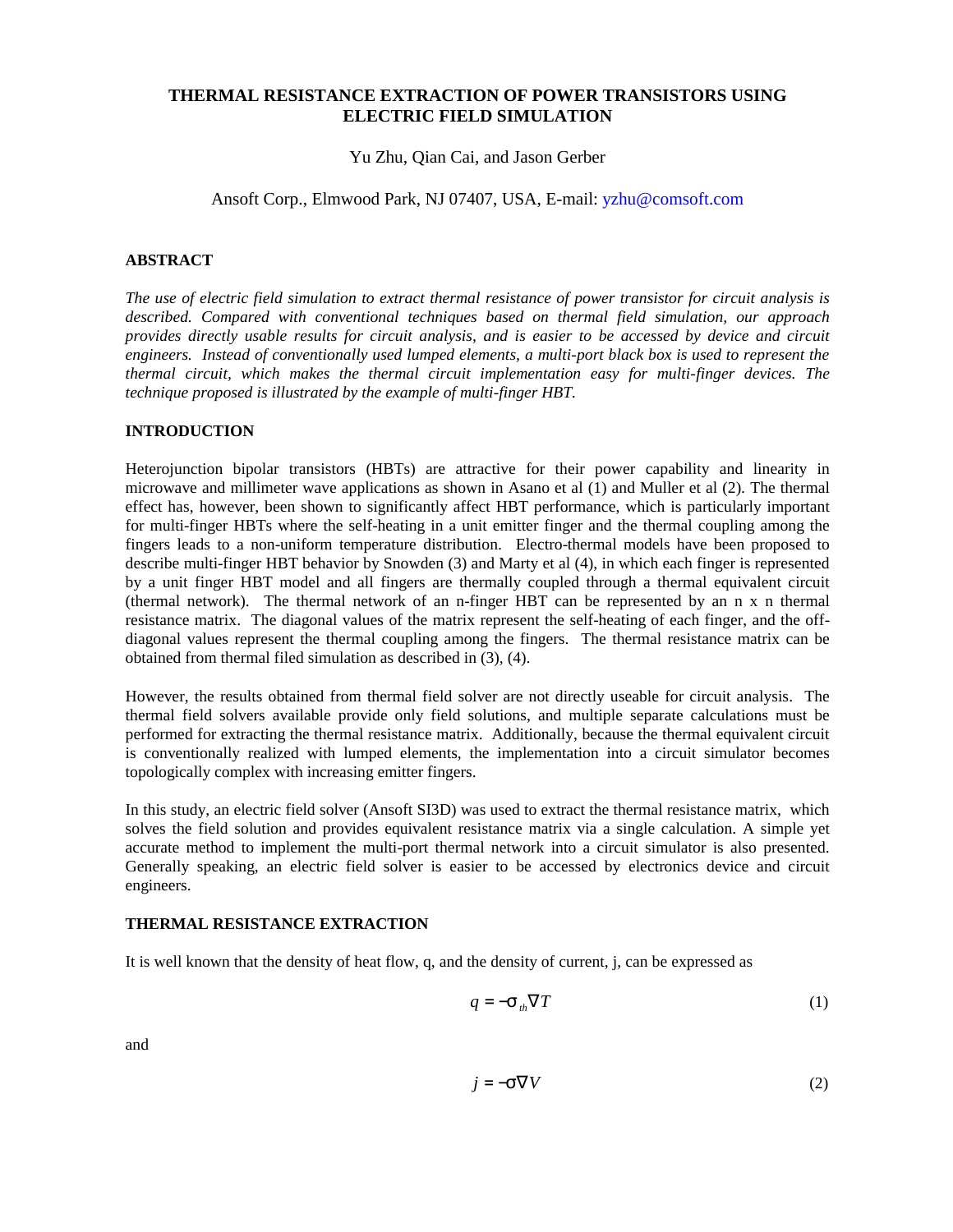# THERMAL RESISTANCE EXTRACTION OF POWER TRANSISTORS USING ELECTRIC FIELD SIMULATION

Yu Zhu, Qian Cai, and Jason Gerber

Ansoft Corp., Elmwood Park, NJ 07407, USA, E-mail: yzhu@comsoft.com

## ABSTRACT

*The use of electric field simulation to extract thermal resistance of power transistor for circuit analysis is described. Compared with conventional techniques based on thermal field simulation, our approach provides directly usable results for circuit analysis, and is easier to be accessed by device and circuit engineers. Instead of conventionally used lumped elements, a multi-port black box is used to represent the thermal circuit, which makes the thermal circuit implementation easy for multi-finger devices. The technique proposed is illustrated by the example of multi-finger HBT.*

## INTRODUCTION

Heterojunction bipolar transistors (HBTs) are attractive for their power capability and linearity in microwave and millimeter wave applications as shown in Asano et al (1) and Muller et al (2). The thermal effect has, however, been shown to significantly affect HBT performance, which is particularly important for multi-finger HBTs where the self-heating in a unit emitter finger and the thermal coupling among the fingers leads to a non-uniform temperature distribution. Electro-thermal models have been proposed to describe multi-finger HBT behavior by Snowden (3) and Marty et al (4), in which each finger is represented by a unit finger HBT model and all fingers are thermally coupled through a thermal equivalent circuit (thermal network). The thermal network of an n-finger HBT can be represented by an n x n thermal resistance matrix. The diagonal values of the matrix represent the self-heating of each finger, and the off-diagonal values represent the thermal coupling among the fingers. The thermal resistance matrix can be obtained from thermal filed simulation as described in (3), (4).

However, the results obtained from thermal field solver are not directly useable for circuit analysis. The thermal field solvers available provide only field solutions, and multiple separate calculations must be performed for extracting the thermal resistance matrix. Additionally, because the thermal equivalent circuit is conventionally realized with lumped elements, the implementation into a circuit simulator becomes topologically complex with increasing emitter fingers.

In this study, an electric field solver (Ansoft SI3D) was used to extract the thermal resistance matrix, which solves the field solution and provides equivalent resistance matrix via a single calculation. A simple yet accurate method to implement the multi-port thermal network into a circuit simulator is also presented. Generally speaking, an electric field solver is easier to be accessed by electronics device and circuit engineers.

## THERMAL RESISTANCE EXTRACTION

It is well known that the density of heat flow, q, and the density of current, j, can be expressed as

$$q = -\sigma_{th} \nabla T \qquad (1)$$

and

$$j = -\sigma \nabla V \qquad (2)$$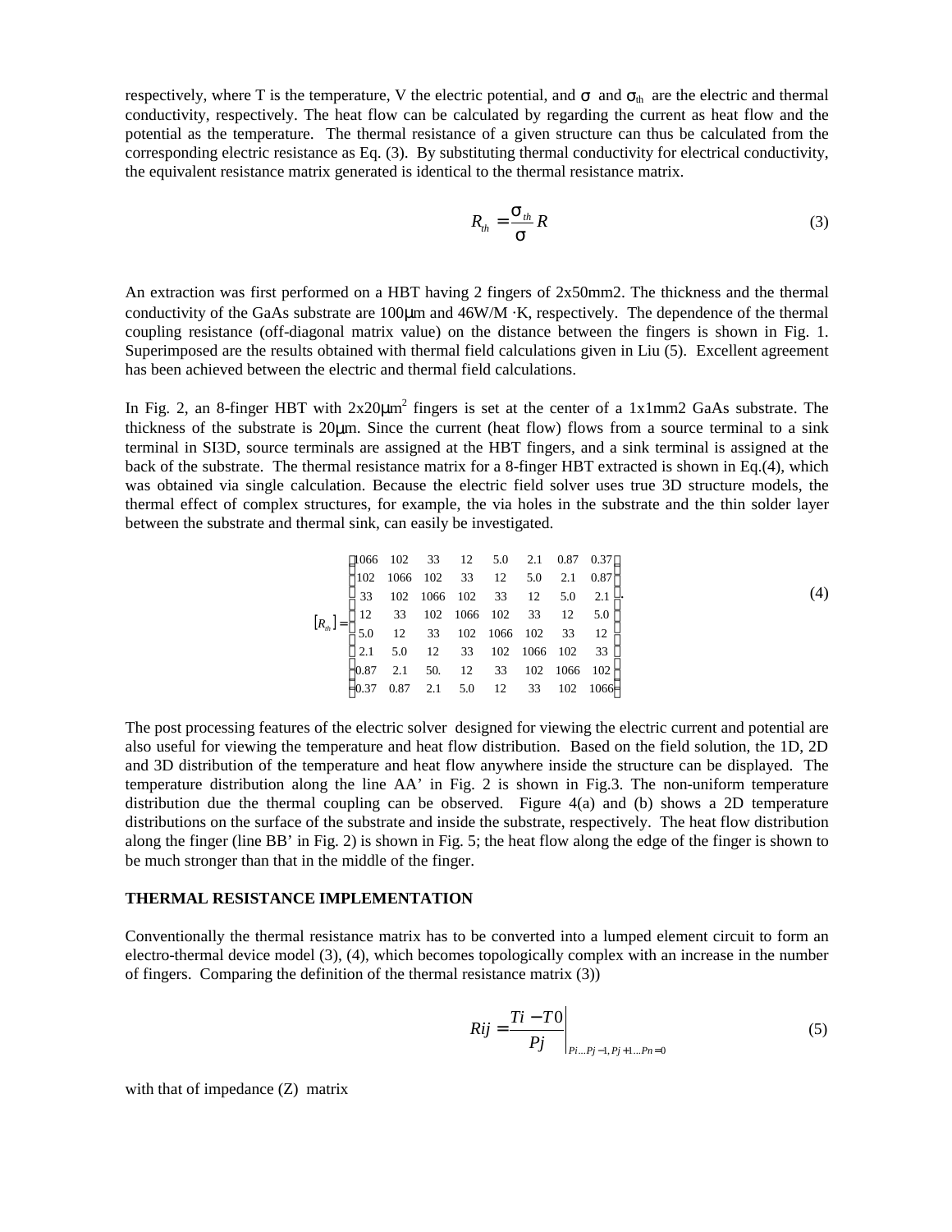respectively, where T is the temperature, V the electric potential, and $\sigma$ and $\sigma_{th}$ are the electric and thermal conductivity, respectively. The heat flow can be calculated by regarding the current as heat flow and the potential as the temperature. The thermal resistance of a given structure can thus be calculated from the corresponding electric resistance as Eq. (3). By substituting thermal conductivity for electrical conductivity, the equivalent resistance matrix generated is identical to the thermal resistance matrix.

$$R_{th} = \frac{\sigma_{th}}{\sigma} R \tag{3}$$

An extraction was first performed on a HBT having 2 fingers of 2x50mm2. The thickness and the thermal conductivity of the GaAs substrate are 100μm and 46W/M ·K, respectively. The dependence of the thermal coupling resistance (off-diagonal matrix value) on the distance between the fingers is shown in Fig. 1. Superimposed are the results obtained with thermal field calculations given in Liu (5). Excellent agreement has been achieved between the electric and thermal field calculations.

In Fig. 2, an 8-finger HBT with 2x20μm$^2$ fingers is set at the center of a 1x1mm2 GaAs substrate. The thickness of the substrate is 20μm. Since the current (heat flow) flows from a source terminal to a sink terminal in SI3D, source terminals are assigned at the HBT fingers, and a sink terminal is assigned at the back of the substrate. The thermal resistance matrix for a 8-finger HBT extracted is shown in Eq.(4), which was obtained via single calculation. Because the electric field solver uses true 3D structure models, the thermal effect of complex structures, for example, the via holes in the substrate and the thin solder layer between the substrate and thermal sink, can easily be investigated.

$$[R_{th}] = \begin{bmatrix} 1066 & 102 & 33 & 12 & 5.0 & 2.1 & 0.87 & 0.37 \\ 102 & 1066 & 102 & 33 & 12 & 5.0 & 2.1 & 0.87 \\ 33 & 102 & 1066 & 102 & 33 & 12 & 5.0 & 2.1 \\ 12 & 33 & 102 & 1066 & 102 & 33 & 12 & 5.0 \\ 5.0 & 12 & 33 & 102 & 1066 & 102 & 33 & 12 \\ 2.1 & 5.0 & 12 & 33 & 102 & 1066 & 102 & 33 \\ 0.87 & 2.1 & 50. & 12 & 33 & 102 & 1066 & 102 \\ 0.37 & 0.87 & 2.1 & 5.0 & 12 & 33 & 102 & 1066 \end{bmatrix}. \tag{4}$$

The post processing features of the electric solver designed for viewing the electric current and potential are also useful for viewing the temperature and heat flow distribution. Based on the field solution, the 1D, 2D and 3D distribution of the temperature and heat flow anywhere inside the structure can be displayed. The temperature distribution along the line AA' in Fig. 2 is shown in Fig.3. The non-uniform temperature distribution due the thermal coupling can be observed. Figure 4(a) and (b) shows a 2D temperature distributions on the surface of the substrate and inside the substrate, respectively. The heat flow distribution along the finger (line BB' in Fig. 2) is shown in Fig. 5; the heat flow along the edge of the finger is shown to be much stronger than that in the middle of the finger.

**THERMAL RESISTANCE IMPLEMENTATION**

Conventionally the thermal resistance matrix has to be converted into a lumped element circuit to form an electro-thermal device model (3), (4), which becomes topologically complex with an increase in the number of fingers. Comparing the definition of the thermal resistance matrix (3))

$$Rij = \left. \frac{Ti - T0}{Pj} \right|_{Pi \ldots Pj-1, Pj+1 \ldots Pn = 0} \tag{5}$$

with that of impedance (Z) matrix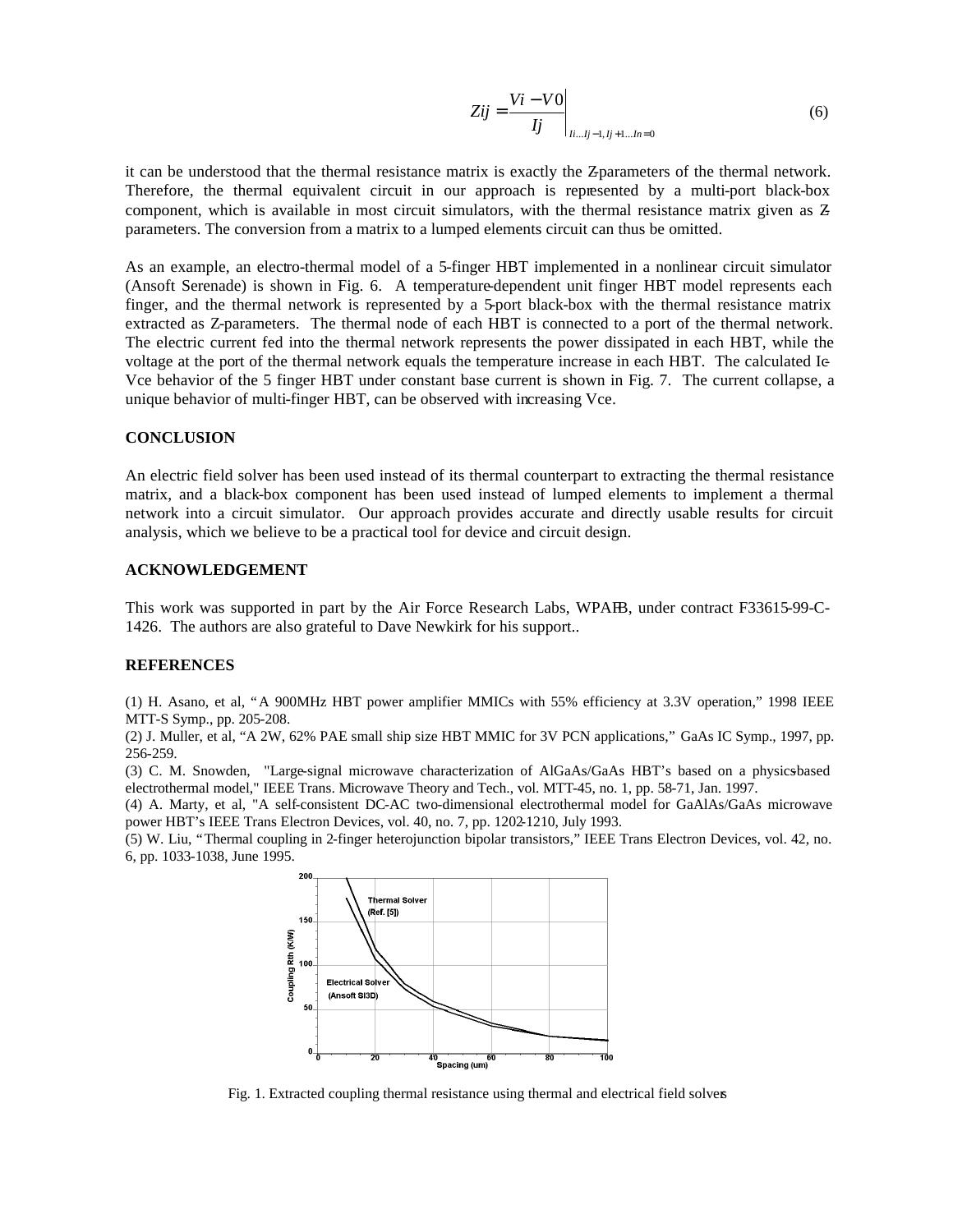$$Zij = \frac{Vi - V0}{Ij}\bigg|_{Ii \ldots Ij-1, Ij+1 \ldots In=0} \quad (6)$$

it can be understood that the thermal resistance matrix is exactly the Z-parameters of the thermal network. Therefore, the thermal equivalent circuit in our approach is represented by a multi-port black-box component, which is available in most circuit simulators, with the thermal resistance matrix given as Z-parameters. The conversion from a matrix to a lumped elements circuit can thus be omitted.

As an example, an electro-thermal model of a 5-finger HBT implemented in a nonlinear circuit simulator (Ansoft Serenade) is shown in Fig. 6. A temperature-dependent unit finger HBT model represents each finger, and the thermal network is represented by a 5-port black-box with the thermal resistance matrix extracted as Z-parameters. The thermal node of each HBT is connected to a port of the thermal network. The electric current fed into the thermal network represents the power dissipated in each HBT, while the voltage at the port of the thermal network equals the temperature increase in each HBT. The calculated Ic-Vce behavior of the 5 finger HBT under constant base current is shown in Fig. 7. The current collapse, a unique behavior of multi-finger HBT, can be observed with increasing Vce.

**CONCLUSION**

An electric field solver has been used instead of its thermal counterpart to extracting the thermal resistance matrix, and a black-box component has been used instead of lumped elements to implement a thermal network into a circuit simulator. Our approach provides accurate and directly usable results for circuit analysis, which we believe to be a practical tool for device and circuit design.

**ACKNOWLEDGEMENT**

This work was supported in part by the Air Force Research Labs, WPAFB, under contract F33615-99-C-1426. The authors are also grateful to Dave Newkirk for his support..

**REFERENCES**

(1) H. Asano, et al, "A 900MHz HBT power amplifier MMICs with 55% efficiency at 3.3V operation," 1998 IEEE MTT-S Symp., pp. 205-208.

(2) J. Muller, et al, "A 2W, 62% PAE small ship size HBT MMIC for 3V PCN applications," GaAs IC Symp., 1997, pp. 256-259.

(3) C. M. Snowden, "Large-signal microwave characterization of AlGaAs/GaAs HBT's based on a physics-based electrothermal model," IEEE Trans. Microwave Theory and Tech., vol. MTT-45, no. 1, pp. 58-71, Jan. 1997.

(4) A. Marty, et al, "A self-consistent DC-AC two-dimensional electrothermal model for GaAlAs/GaAs microwave power HBT's IEEE Trans Electron Devices, vol. 40, no. 7, pp. 1202-1210, July 1993.

(5) W. Liu, "Thermal coupling in 2-finger heterojunction bipolar transistors," IEEE Trans Electron Devices, vol. 42, no. 6, pp. 1033-1038, June 1995.

Fig. 1. Extracted coupling thermal resistance using thermal and electrical field solvers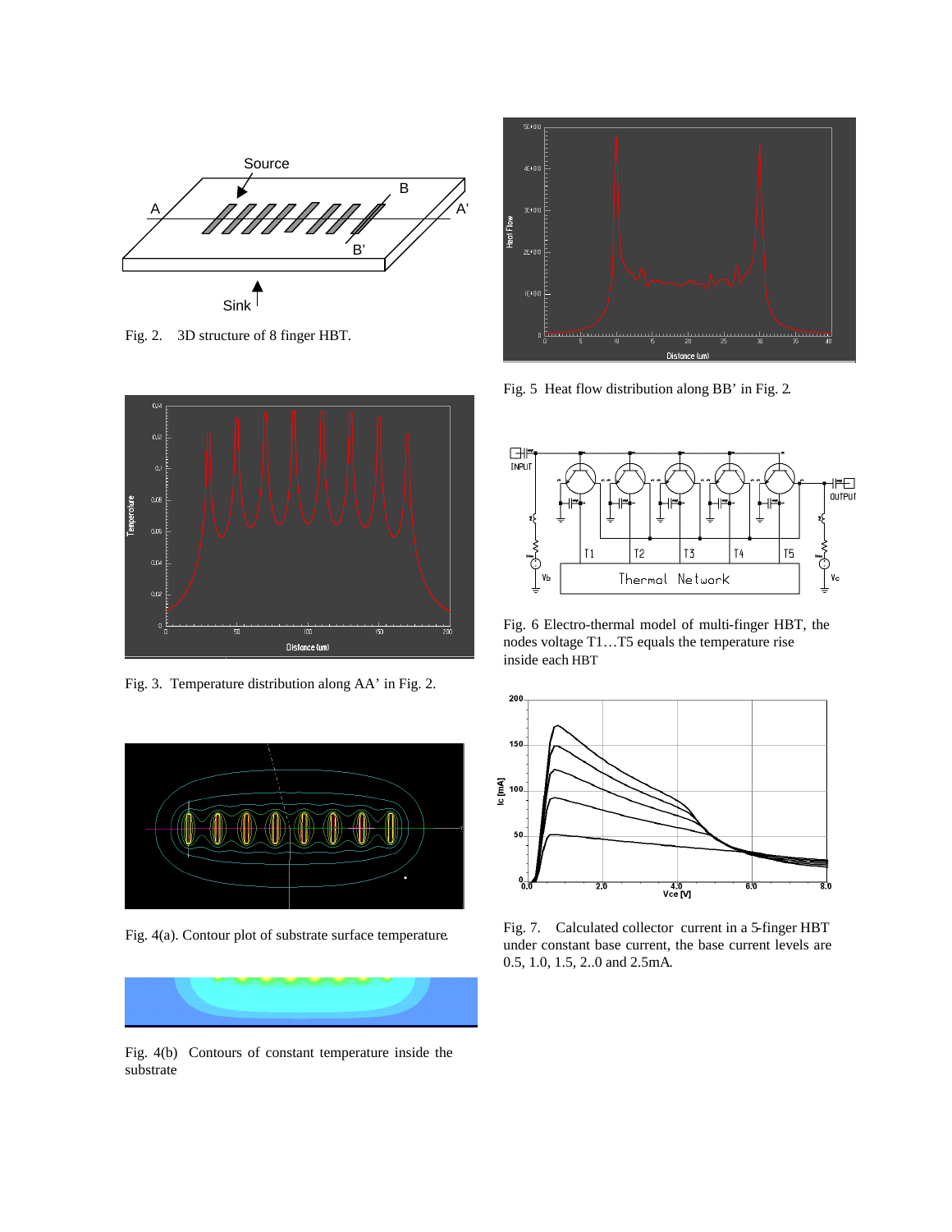Source

A

B

A'

B'

Sink

Fig. 2. 3D structure of 8 finger HBT.

Temperature

Distance (um)

Fig. 3. Temperature distribution along AA' in Fig. 2.

Fig. 4(a). Contour plot of substrate surface temperature.

Fig. 4(b) Contours of constant temperature inside the substrate

Heat Flow

Distance (um)

Fig. 5 Heat flow distribution along BB' in Fig. 2.

INPUT

OUTPUT

T1 T2 T3 T4 T5

Vb

Thermal Network

Vc

Fig. 6 Electro-thermal model of multi-finger HBT, the nodes voltage T1…T5 equals the temperature rise inside each HBT

200

150

100

50

0

Ic [mA]

0.0 2.0 4.0 6.0 8.0

Vce [V]

Fig. 7. Calculated collector current in a 5-finger HBT under constant base current, the base current levels are 0.5, 1.0, 1.5, 2..0 and 2.5mA.